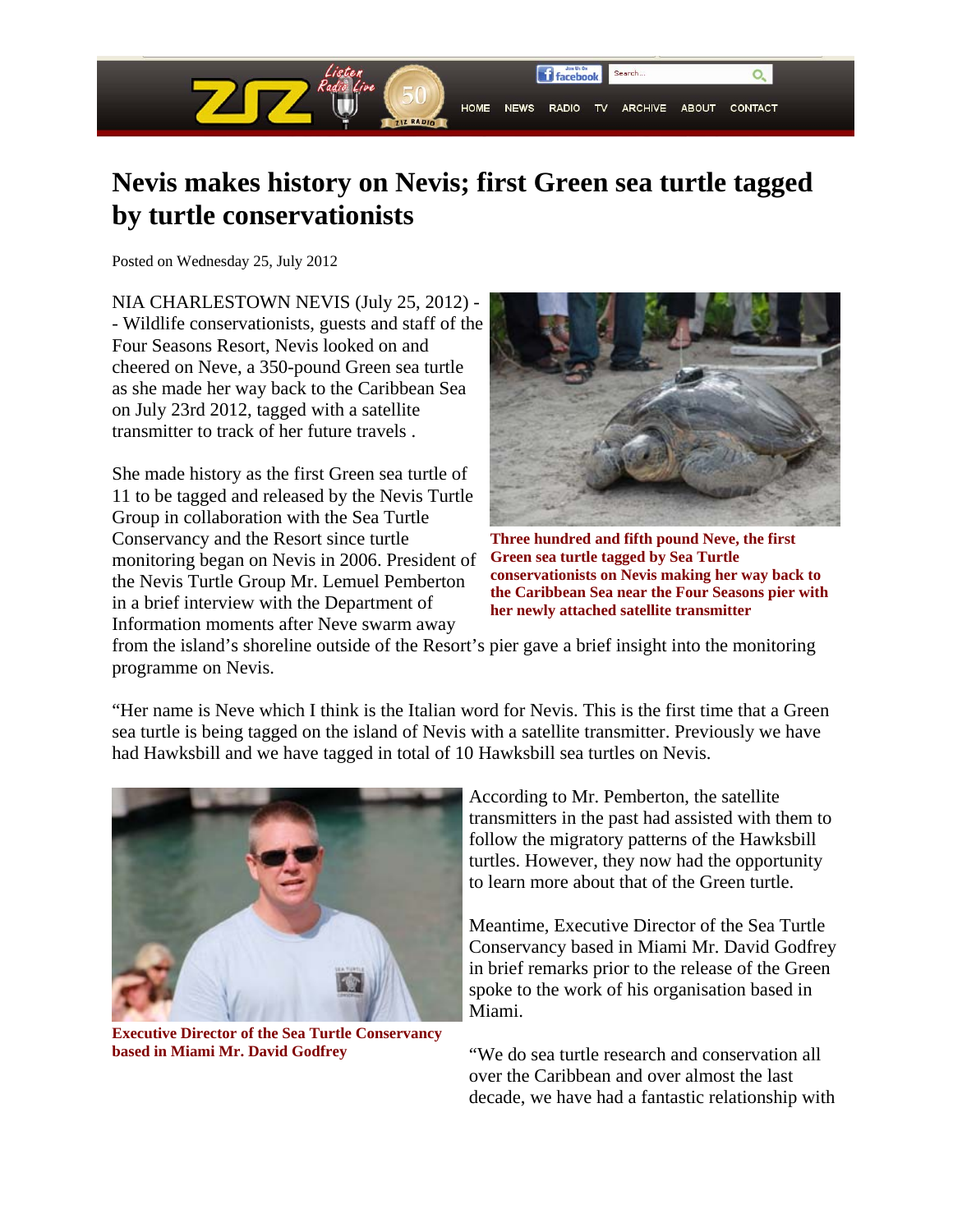# Nevis makes history on Nevis; first Green sea turtle tagged by turtle conservationists

Posted on Wednesday 25, July 2012

NIA CHARLESTOWN NEVIS (July 25, 2012) -- Wildlife conservationists, guests and staff of the Four Seasons Resort, Nevis looked on and cheered on Neve, a 350-pound Green sea turtle as she made her way back to the Caribbean Sea on July 23rd 2012, tagged with a satellite transmitter to track of her future travels .

**Three hundred and fifth pound Neve, the first Green sea turtle tagged by Sea Turtle conservationists on Nevis making her way back to the Caribbean Sea near the Four Seasons pier with her newly attached satellite transmitter**

She made history as the first Green sea turtle of 11 to be tagged and released by the Nevis Turtle Group in collaboration with the Sea Turtle Conservancy and the Resort since turtle monitoring began on Nevis in 2006. President of the Nevis Turtle Group Mr. Lemuel Pemberton in a brief interview with the Department of Information moments after Neve swarm away from the island's shoreline outside of the Resort's pier gave a brief insight into the monitoring programme on Nevis.

"Her name is Neve which I think is the Italian word for Nevis. This is the first time that a Green sea turtle is being tagged on the island of Nevis with a satellite transmitter. Previously we have had Hawksbill and we have tagged in total of 10 Hawksbill sea turtles on Nevis.

**Executive Director of the Sea Turtle Conservancy based in Miami Mr. David Godfrey**

According to Mr. Pemberton, the satellite transmitters in the past had assisted with them to follow the migratory patterns of the Hawksbill turtles. However, they now had the opportunity to learn more about that of the Green turtle.

Meantime, Executive Director of the Sea Turtle Conservancy based in Miami Mr. David Godfrey in brief remarks prior to the release of the Green spoke to the work of his organisation based in Miami.

"We do sea turtle research and conservation all over the Caribbean and over almost the last decade, we have had a fantastic relationship with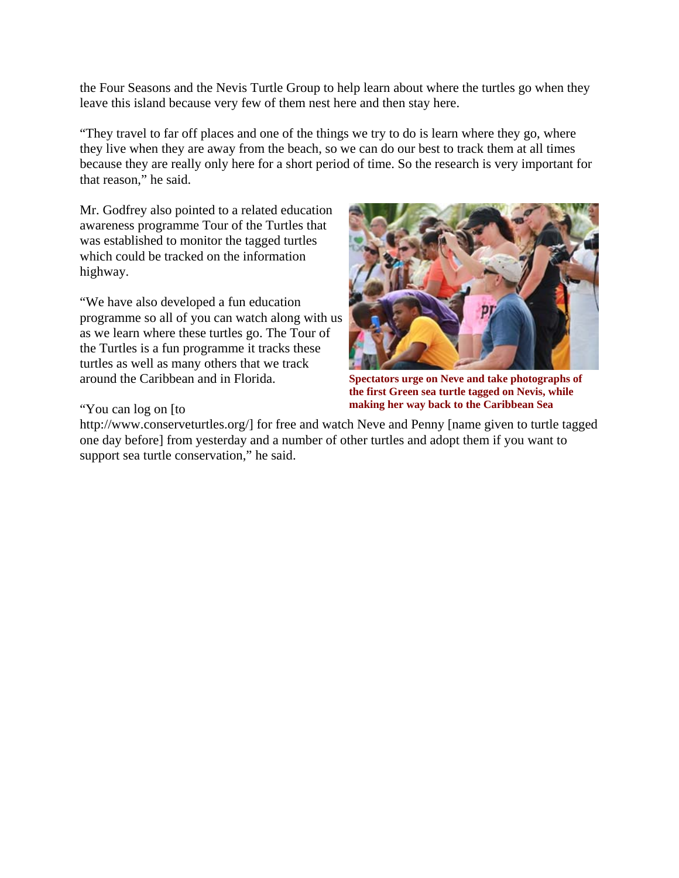the Four Seasons and the Nevis Turtle Group to help learn about where the turtles go when they leave this island because very few of them nest here and then stay here.

“They travel to far off places and one of the things we try to do is learn where they go, where they live when they are away from the beach, so we can do our best to track them at all times because they are really only here for a short period of time. So the research is very important for that reason,” he said.

Mr. Godfrey also pointed to a related education awareness programme Tour of the Turtles that was established to monitor the tagged turtles which could be tracked on the information highway.

“We have also developed a fun education programme so all of you can watch along with us as we learn where these turtles go. The Tour of the Turtles is a fun programme it tracks these turtles as well as many others that we track around the Caribbean and in Florida.

**Spectators urge on Neve and take photographs of the first Green sea turtle tagged on Nevis, while making her way back to the Caribbean Sea**

“You can log on [to http://www.conserveturtles.org/] for free and watch Neve and Penny [name given to turtle tagged one day before] from yesterday and a number of other turtles and adopt them if you want to support sea turtle conservation,” he said.